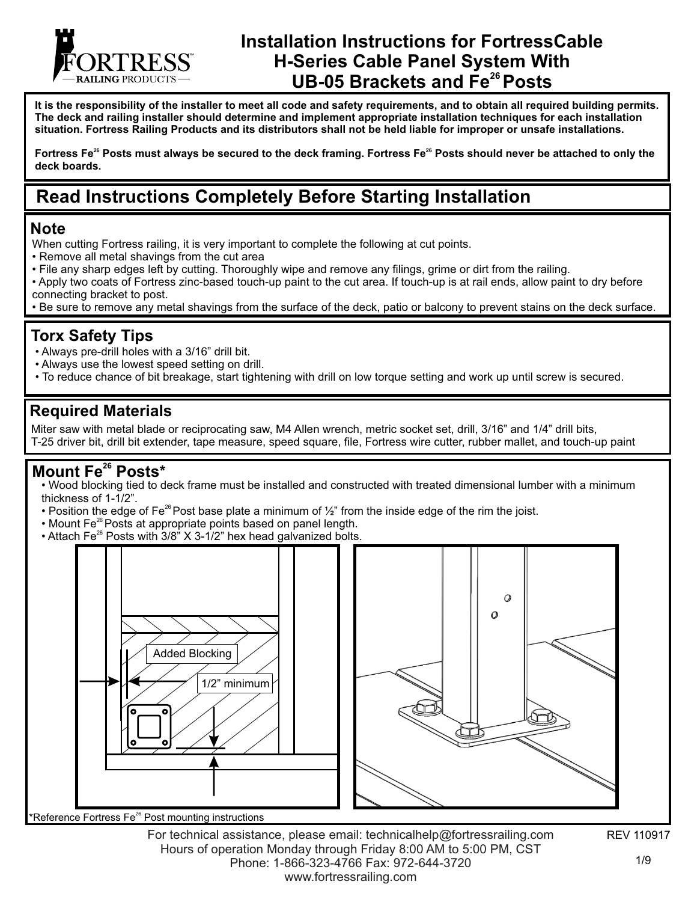# Installation Instructions for FortressCable H-Series Cable Panel System With UB-05 Brackets and $Fe^{26}$ Posts

**It is the responsibility of the installer to meet all code and safety requirements, and to obtain all required building permits. The deck and railing installer should determine and implement appropriate installation techniques for each installation situation. Fortress Railing Products and its distributors shall not be held liable for improper or unsafe installations.**

**Fortress $Fe^{26}$ Posts must always be secured to the deck framing. Fortress $Fe^{26}$ Posts should never be attached to only the deck boards.**

## Read Instructions Completely Before Starting Installation

### Note

When cutting Fortress railing, it is very important to complete the following at cut points.

- Remove all metal shavings from the cut area
- File any sharp edges left by cutting. Thoroughly wipe and remove any filings, grime or dirt from the railing.
- Apply two coats of Fortress zinc-based touch-up paint to the cut area. If touch-up is at rail ends, allow paint to dry before connecting bracket to post.
- Be sure to remove any metal shavings from the surface of the deck, patio or balcony to prevent stains on the deck surface.

### Torx Safety Tips

- Always pre-drill holes with a 3/16" drill bit.
- Always use the lowest speed setting on drill.
- To reduce chance of bit breakage, start tightening with drill on low torque setting and work up until screw is secured.

### Required Materials

Miter saw with metal blade or reciprocating saw, M4 Allen wrench, metric socket set, drill, 3/16" and 1/4" drill bits, T-25 driver bit, drill bit extender, tape measure, speed square, file, Fortress wire cutter, rubber mallet, and touch-up paint

### Mount $Fe^{26}$ Posts*

- Wood blocking tied to deck frame must be installed and constructed with treated dimensional lumber with a minimum thickness of 1-1/2".
- Position the edge of $Fe^{26}$ Post base plate a minimum of ½" from the inside edge of the rim the joist.
- Mount $Fe^{26}$ Posts at appropriate points based on panel length.
- Attach $Fe^{26}$ Posts with 3/8" X 3-1/2" hex head galvanized bolts.

Added Blocking

1/2" minimum

*Reference Fortress $Fe^{26}$ Post mounting instructions

For technical assistance, please email: technicalhelp@fortressrailing.com
Hours of operation Monday through Friday 8:00 AM to 5:00 PM, CST
Phone: 1-866-323-4766 Fax: 972-644-3720
www.fortressrailing.com

REV 110917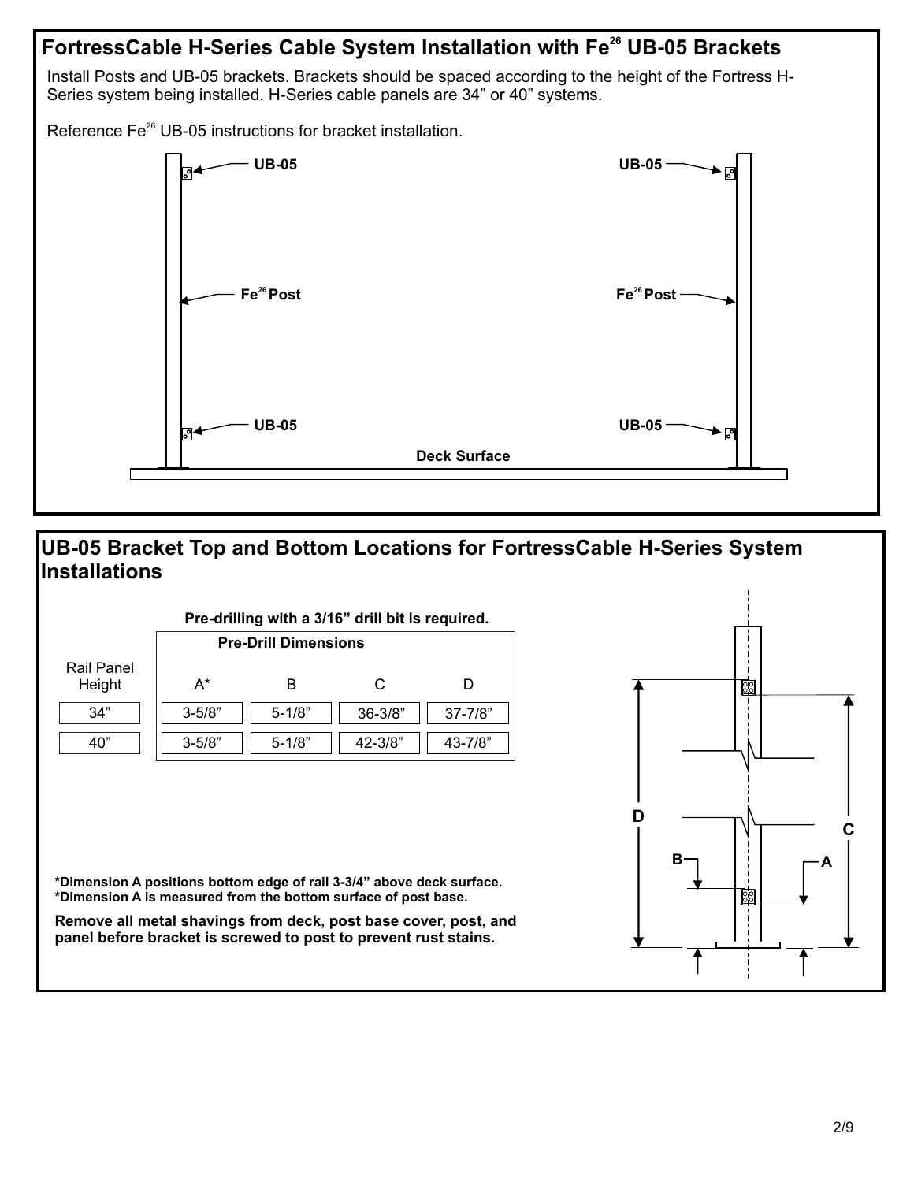## FortressCable H-Series Cable System Installation with $Fe^{26}$ UB-05 Brackets

Install Posts and UB-05 brackets. Brackets should be spaced according to the height of the Fortress H-Series system being installed. H-Series cable panels are 34” or 40” systems.

Reference $Fe^{26}$ UB-05 instructions for bracket installation.

## UB-05 Bracket Top and Bottom Locations for FortressCable H-Series System Installations

**Pre-drilling with a 3/16” drill bit is required.**

| Rail Panel Height | Pre-Drill Dimensions A* | B | C | D |
|---|---|---|---|---|
| 34” | 3-5/8” | 5-1/8” | 36-3/8” | 37-7/8” |
| 40” | 3-5/8” | 5-1/8” | 42-3/8” | 43-7/8” |

**\*Dimension A positions bottom edge of rail 3-3/4” above deck surface.**
**\*Dimension A is measured from the bottom surface of post base.**

**Remove all metal shavings from deck, post base cover, post, and panel before bracket is screwed to post to prevent rust stains.**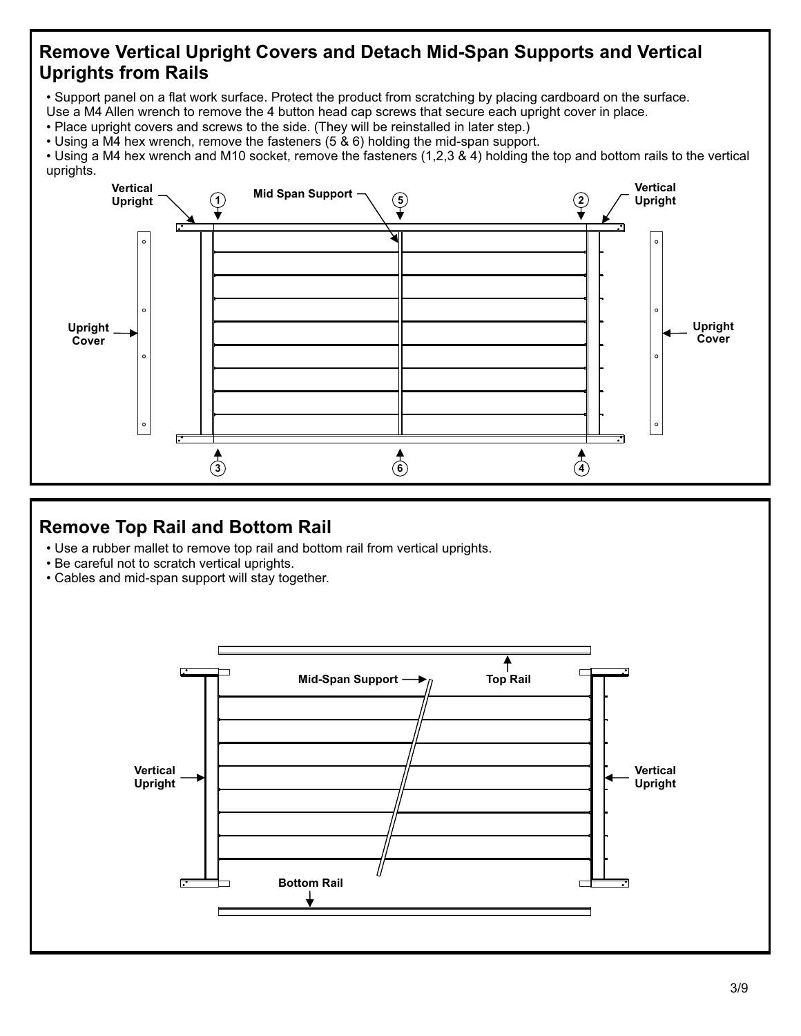## Remove Vertical Upright Covers and Detach Mid-Span Supports and Vertical Uprights from Rails

- Support panel on a flat work surface. Protect the product from scratching by placing cardboard on the surface.
Use a M4 Allen wrench to remove the 4 button head cap screws that secure each upright cover in place.
- Place upright covers and screws to the side. (They will be reinstalled in later step.)
- Using a M4 hex wrench, remove the fasteners (5 & 6) holding the mid-span support.
- Using a M4 hex wrench and M10 socket, remove the fasteners (1,2,3 & 4) holding the top and bottom rails to the vertical uprights.

Vertical Upright

Mid Span Support

Upright Cover

## Remove Top Rail and Bottom Rail

- Use a rubber mallet to remove top rail and bottom rail from vertical uprights.
- Be careful not to scratch vertical uprights.
- Cables and mid-span support will stay together.

Mid-Span Support

Top Rail

Vertical Upright

Bottom Rail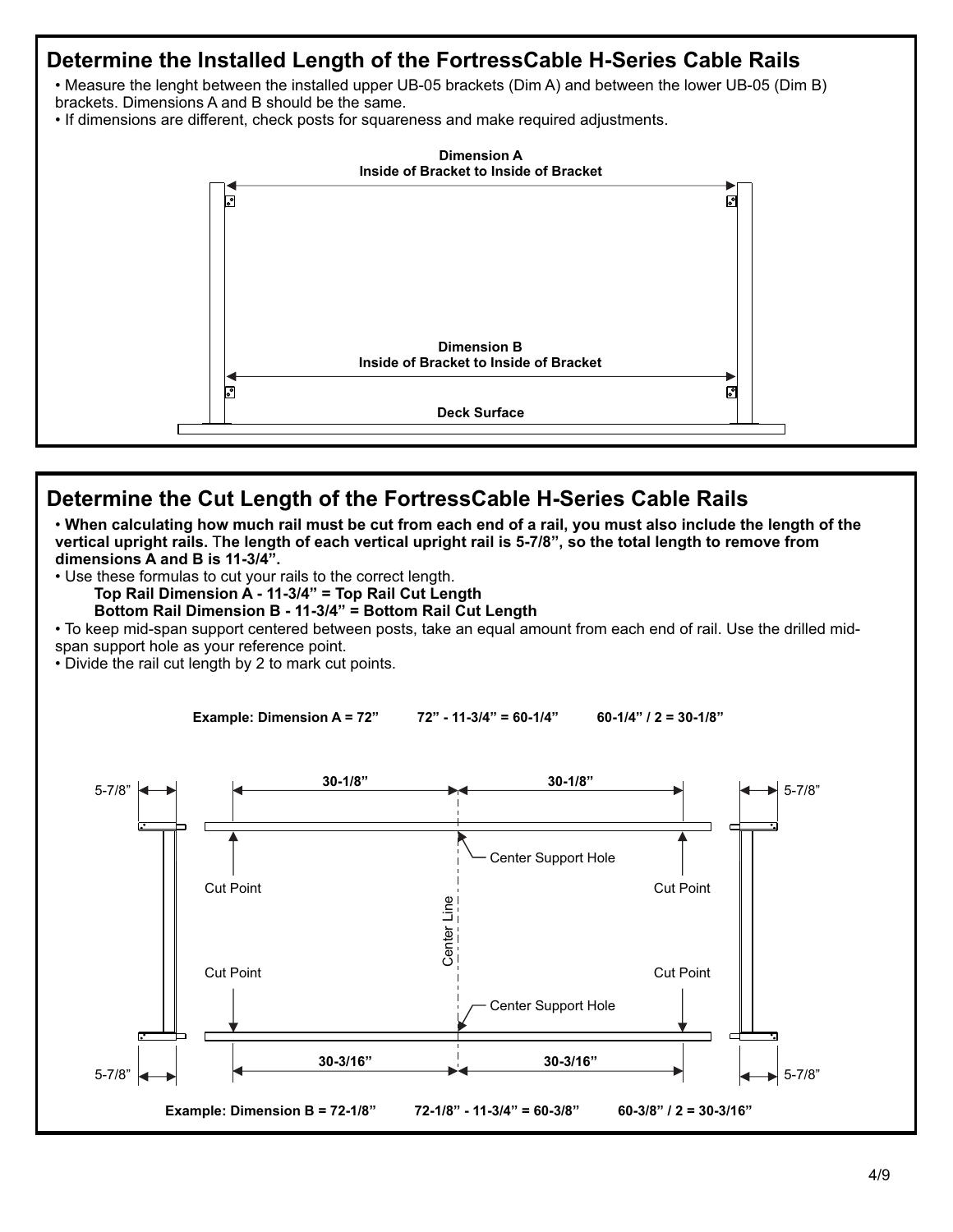## Determine the Installed Length of the FortressCable H-Series Cable Rails

- Measure the lenght between the installed upper UB-05 brackets (Dim A) and between the lower UB-05 (Dim B) brackets. Dimensions A and B should be the same.
- If dimensions are different, check posts for squareness and make required adjustments.

**Dimension A**
**Inside of Bracket to Inside of Bracket**

**Dimension B**
**Inside of Bracket to Inside of Bracket**

**Deck Surface**

## Determine the Cut Length of the FortressCable H-Series Cable Rails

- **When calculating how much rail must be cut from each end of a rail, you must also include the length of the vertical upright rails.** **The length of each vertical upright rail is 5-7/8", so the total length to remove from dimensions A and B is 11-3/4".**
- Use these formulas to cut your rails to the correct length.
  - **Top Rail Dimension A - 11-3/4" = Top Rail Cut Length**
  - **Bottom Rail Dimension B - 11-3/4" = Bottom Rail Cut Length**
- To keep mid-span support centered between posts, take an equal amount from each end of rail. Use the drilled mid-span support hole as your reference point.
- Divide the rail cut length by 2 to mark cut points.

**Example: Dimension A = 72"    72" - 11-3/4" = 60-1/4"    60-1/4" / 2 = 30-1/8"**

5-7/8" | **30-1/8"** | **30-1/8"** | 5-7/8"

Cut Point | Center Support Hole | Cut Point

Center Line

Cut Point | Center Support Hole | Cut Point

5-7/8" | **30-3/16"** | **30-3/16"** | 5-7/8"

**Example: Dimension B = 72-1/8"    72-1/8" - 11-3/4" = 60-3/8"    60-3/8" / 2 = 30-3/16"**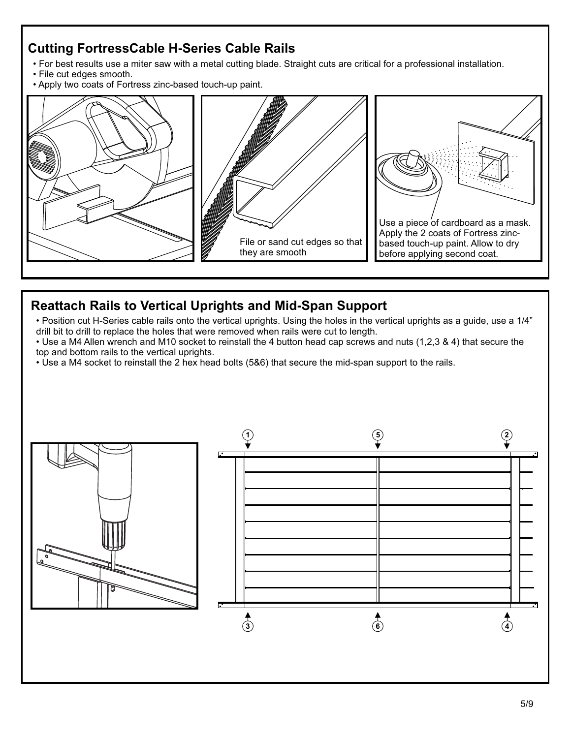## Cutting FortressCable H-Series Cable Rails

- For best results use a miter saw with a metal cutting blade. Straight cuts are critical for a professional installation.
- File cut edges smooth.
- Apply two coats of Fortress zinc-based touch-up paint.

File or sand cut edges so that they are smooth

Use a piece of cardboard as a mask. Apply the 2 coats of Fortress zinc-based touch-up paint. Allow to dry before applying second coat.

## Reattach Rails to Vertical Uprights and Mid-Span Support

- Position cut H-Series cable rails onto the vertical uprights. Using the holes in the vertical uprights as a guide, use a 1/4" drill bit to drill to replace the holes that were removed when rails were cut to length.
- Use a M4 Allen wrench and M10 socket to reinstall the 4 button head cap screws and nuts (1,2,3 & 4) that secure the top and bottom rails to the vertical uprights.
- Use a M4 socket to reinstall the 2 hex head bolts (5&6) that secure the mid-span support to the rails.

1 5 2

3 6 4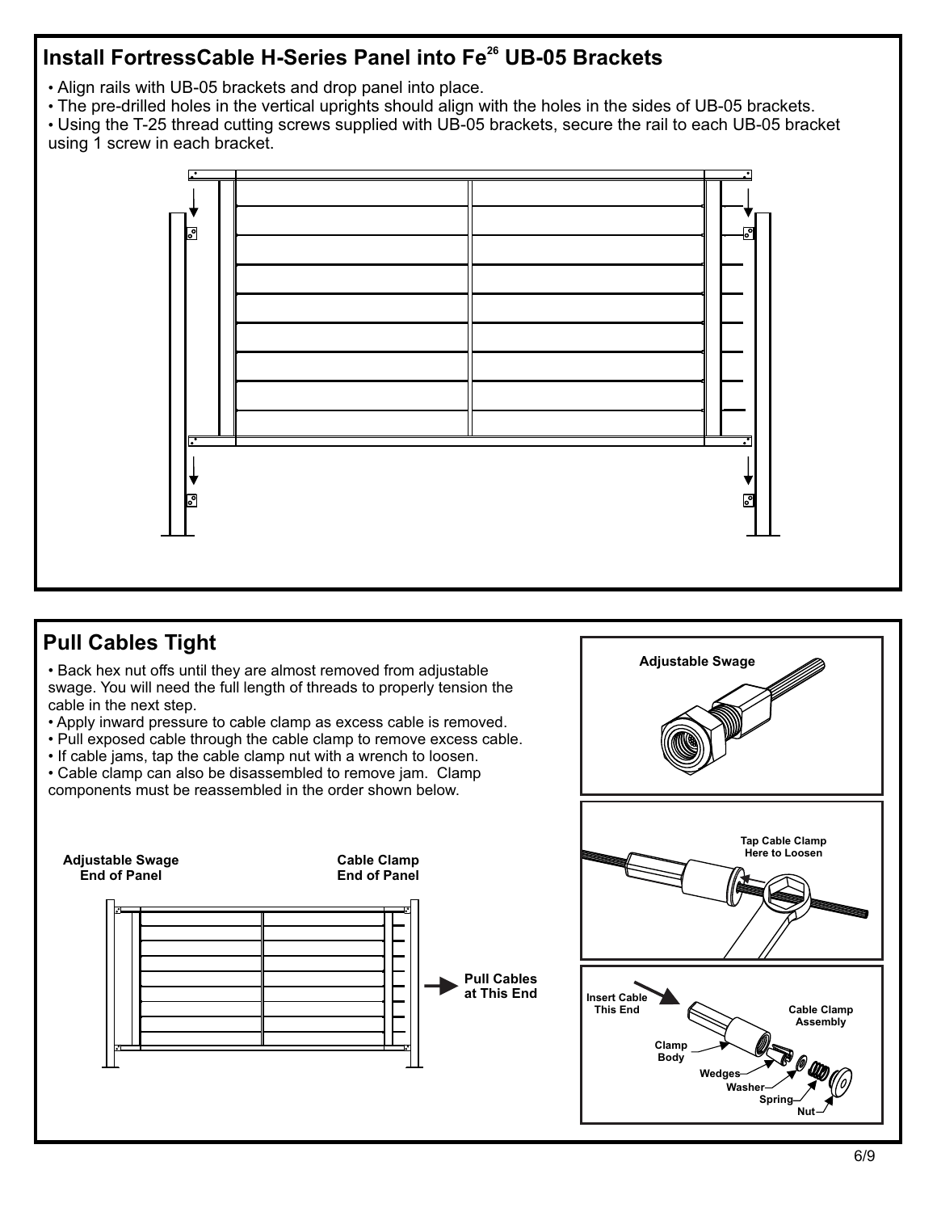## Install FortressCable H-Series Panel into $Fe^{26}$ UB-05 Brackets

- Align rails with UB-05 brackets and drop panel into place.
- The pre-drilled holes in the vertical uprights should align with the holes in the sides of UB-05 brackets.
- Using the T-25 thread cutting screws supplied with UB-05 brackets, secure the rail to each UB-05 bracket using 1 screw in each bracket.

## Pull Cables Tight

- Back hex nut offs until they are almost removed from adjustable swage. You will need the full length of threads to properly tension the cable in the next step.
- Apply inward pressure to cable clamp as excess cable is removed.
- Pull exposed cable through the cable clamp to remove excess cable.
- If cable jams, tap the cable clamp nut with a wrench to loosen.
- Cable clamp can also be disassembled to remove jam. Clamp components must be reassembled in the order shown below.

Adjustable Swage End of Panel

Cable Clamp End of Panel

Pull Cables at This End

Adjustable Swage

Tap Cable Clamp Here to Loosen

Insert Cable This End

Cable Clamp Assembly

Clamp Body

Wedges

Washer

Spring

Nut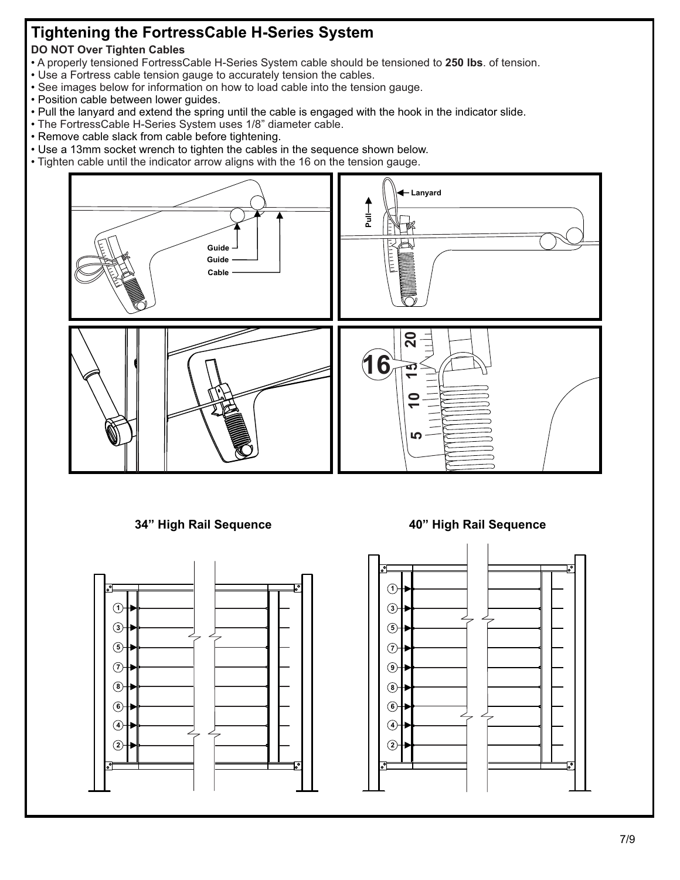# Tightening the FortressCable H-Series System

**DO NOT Over Tighten Cables**

- A properly tensioned FortressCable H-Series System cable should be tensioned to **250 lbs**. of tension.
- Use a Fortress cable tension gauge to accurately tension the cables.
- See images below for information on how to load cable into the tension gauge.
- Position cable between lower guides.
- Pull the lanyard and extend the spring until the cable is engaged with the hook in the indicator slide.
- The FortressCable H-Series System uses 1/8" diameter cable.
- Remove cable slack from cable before tightening.
- Use a 13mm socket wrench to tighten the cables in the sequence shown below.
- Tighten cable until the indicator arrow aligns with the 16 on the tension gauge.

**34" High Rail Sequence**

**40" High Rail Sequence**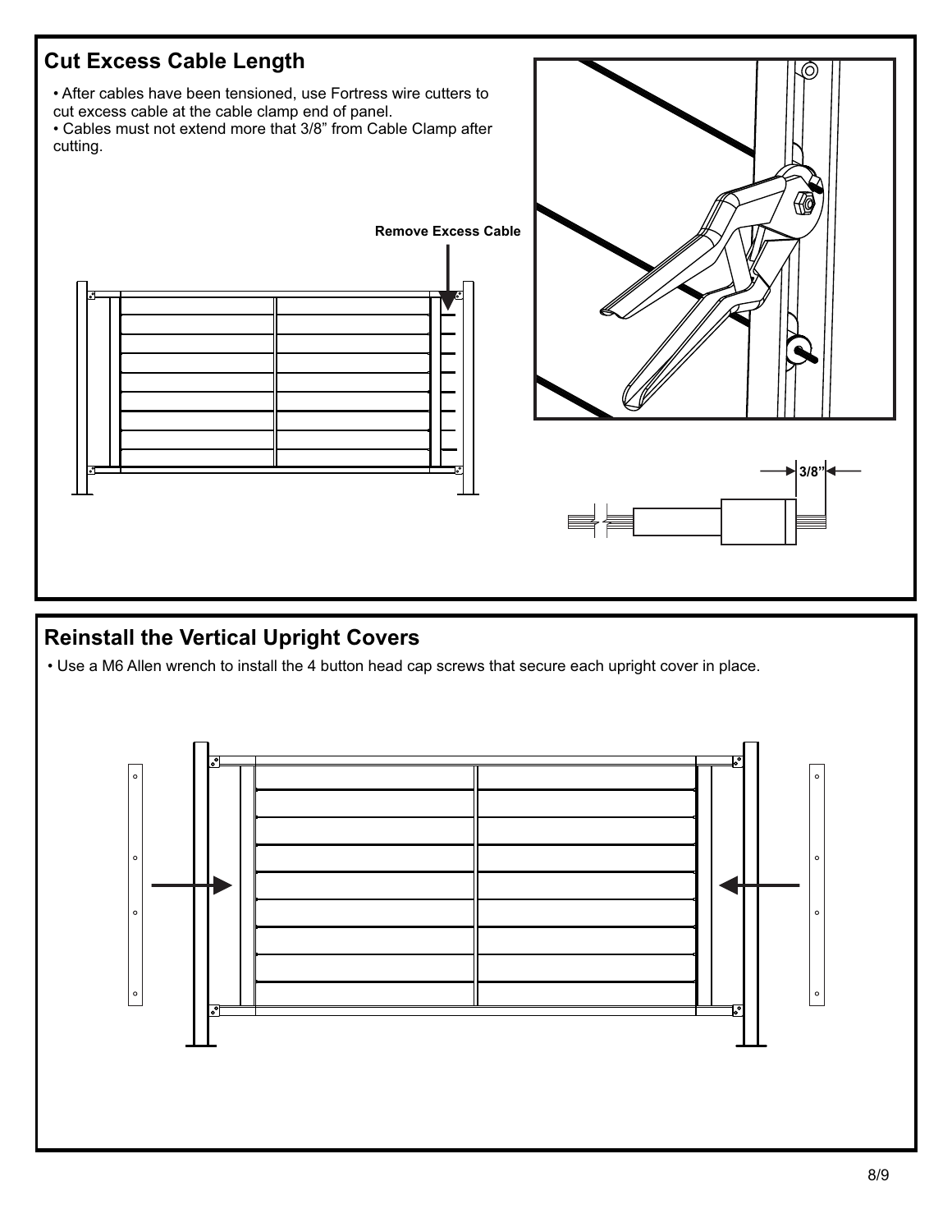## Cut Excess Cable Length

- After cables have been tensioned, use Fortress wire cutters to cut excess cable at the cable clamp end of panel.
- Cables must not extend more that 3/8” from Cable Clamp after cutting.

Remove Excess Cable

3/8”

## Reinstall the Vertical Upright Covers

- Use a M6 Allen wrench to install the 4 button head cap screws that secure each upright cover in place.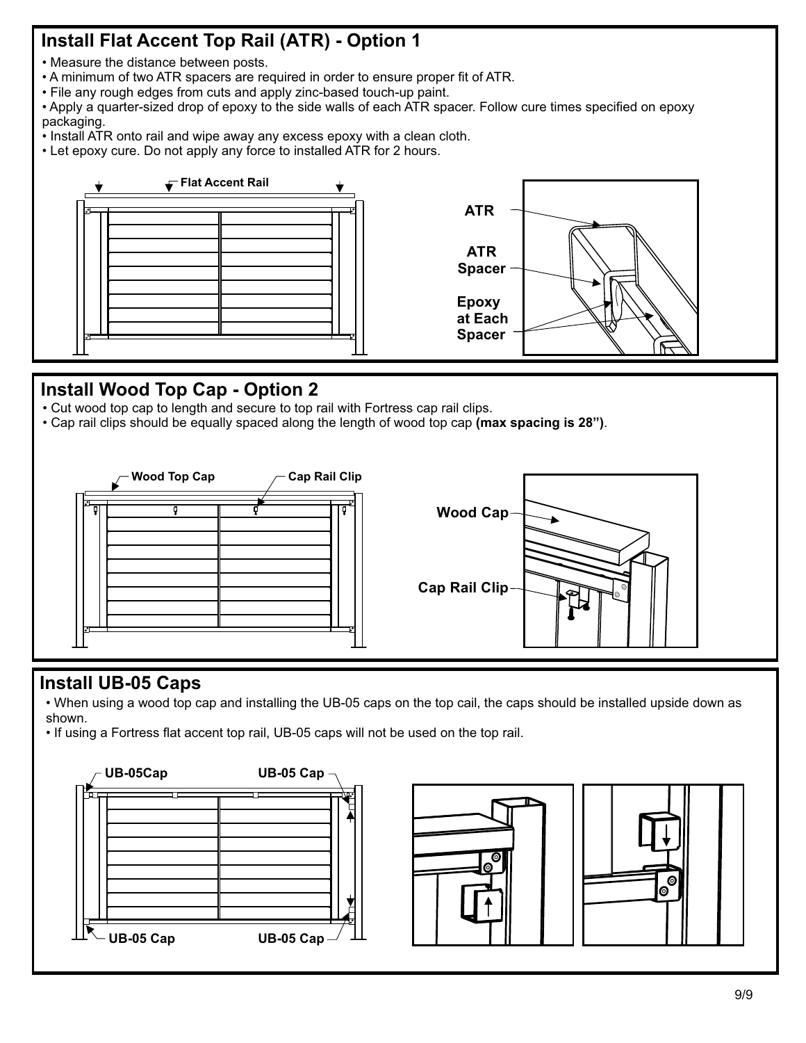## Install Flat Accent Top Rail (ATR) - Option 1

- Measure the distance between posts.
- A minimum of two ATR spacers are required in order to ensure proper fit of ATR.
- File any rough edges from cuts and apply zinc-based touch-up paint.
- Apply a quarter-sized drop of epoxy to the side walls of each ATR spacer. Follow cure times specified on epoxy packaging.
- Install ATR onto rail and wipe away any excess epoxy with a clean cloth.
- Let epoxy cure. Do not apply any force to installed ATR for 2 hours.

Flat Accent Rail

ATR

ATR Spacer

Epoxy at Each Spacer

## Install Wood Top Cap - Option 2

- Cut wood top cap to length and secure to top rail with Fortress cap rail clips.
- Cap rail clips should be equally spaced along the length of wood top cap **(max spacing is 28")**.

Wood Top Cap

Cap Rail Clip

Wood Cap

Cap Rail Clip

## Install UB-05 Caps

- When using a wood top cap and installing the UB-05 caps on the top cail, the caps should be installed upside down as shown.
- If using a Fortress flat accent top rail, UB-05 caps will not be used on the top rail.

UB-05Cap

UB-05 Cap

UB-05 Cap

UB-05 Cap